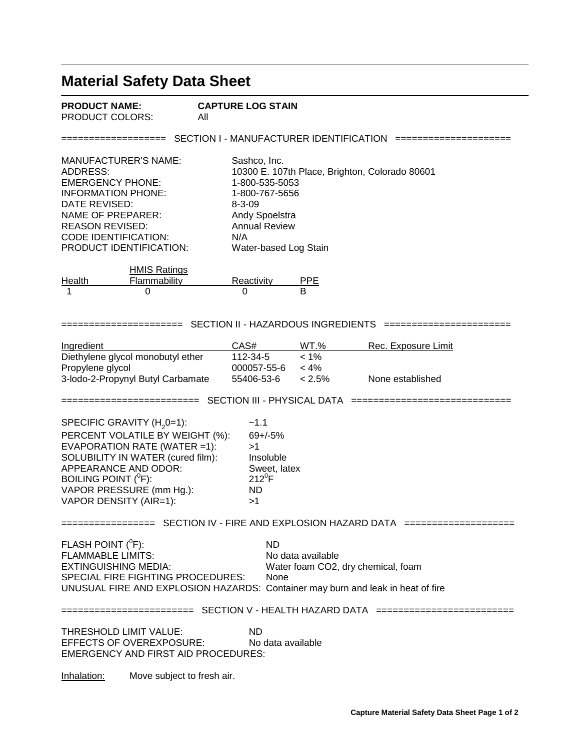# Material Safety Data Sheet

**PRODUCT NAME:** **CAPTURE LOG STAIN**
PRODUCT COLORS: All

## SECTION I - MANUFACTURER IDENTIFICATION

| | |
|---|---|
| MANUFACTURER'S NAME: | Sashco, Inc. |
| ADDRESS: | 10300 E. 107th Place, Brighton, Colorado 80601 |
| EMERGENCY PHONE: | 1-800-535-5053 |
| INFORMATION PHONE: | 1-800-767-5656 |
| DATE REVISED: | 8-3-09 |
| NAME OF PREPARER: | Andy Spoelstra |
| REASON REVISED: | Annual Review |
| CODE IDENTIFICATION: | N/A |
| PRODUCT IDENTIFICATION: | Water-based Log Stain |

HMIS Ratings

| Health | Flammability | Reactivity | PPE |
|---|---|---|---|
| 1 | 0 | 0 | B |

## SECTION II - HAZARDOUS INGREDIENTS

| Ingredient | CAS# | WT.% | Rec. Exposure Limit |
|---|---|---|---|
| Diethylene glycol monobutyl ether | 112-34-5 | < 1% | |
| Propylene glycol | 000057-55-6 | < 4% | |
| 3-Iodo-2-Propynyl Butyl Carbamate | 55406-53-6 | < 2.5% | None established |

## SECTION III - PHYSICAL DATA

| | |
|---|---|
| SPECIFIC GRAVITY ($H_2O$=1): | ~1.1 |
| PERCENT VOLATILE BY WEIGHT (%): | 69+/-5% |
| EVAPORATION RATE (WATER =1): | >1 |
| SOLUBILITY IN WATER (cured film): | Insoluble |
| APPEARANCE AND ODOR: | Sweet, latex |
| BOILING POINT ($^0$F): | 212$^0$F |
| VAPOR PRESSURE (mm Hg.): | ND |
| VAPOR DENSITY (AIR=1): | >1 |

## SECTION IV - FIRE AND EXPLOSION HAZARD DATA

| | |
|---|---|
| FLASH POINT ($^0$F): | ND |
| FLAMMABLE LIMITS: | No data available |
| EXTINGUISHING MEDIA: | Water foam CO2, dry chemical, foam |
| SPECIAL FIRE FIGHTING PROCEDURES: | None |
| UNUSUAL FIRE AND EXPLOSION HAZARDS: | Container may burn and leak in heat of fire |

## SECTION V - HEALTH HAZARD DATA

THRESHOLD LIMIT VALUE: ND
EFFECTS OF OVEREXPOSURE: No data available
EMERGENCY AND FIRST AID PROCEDURES:

Inhalation: Move subject to fresh air.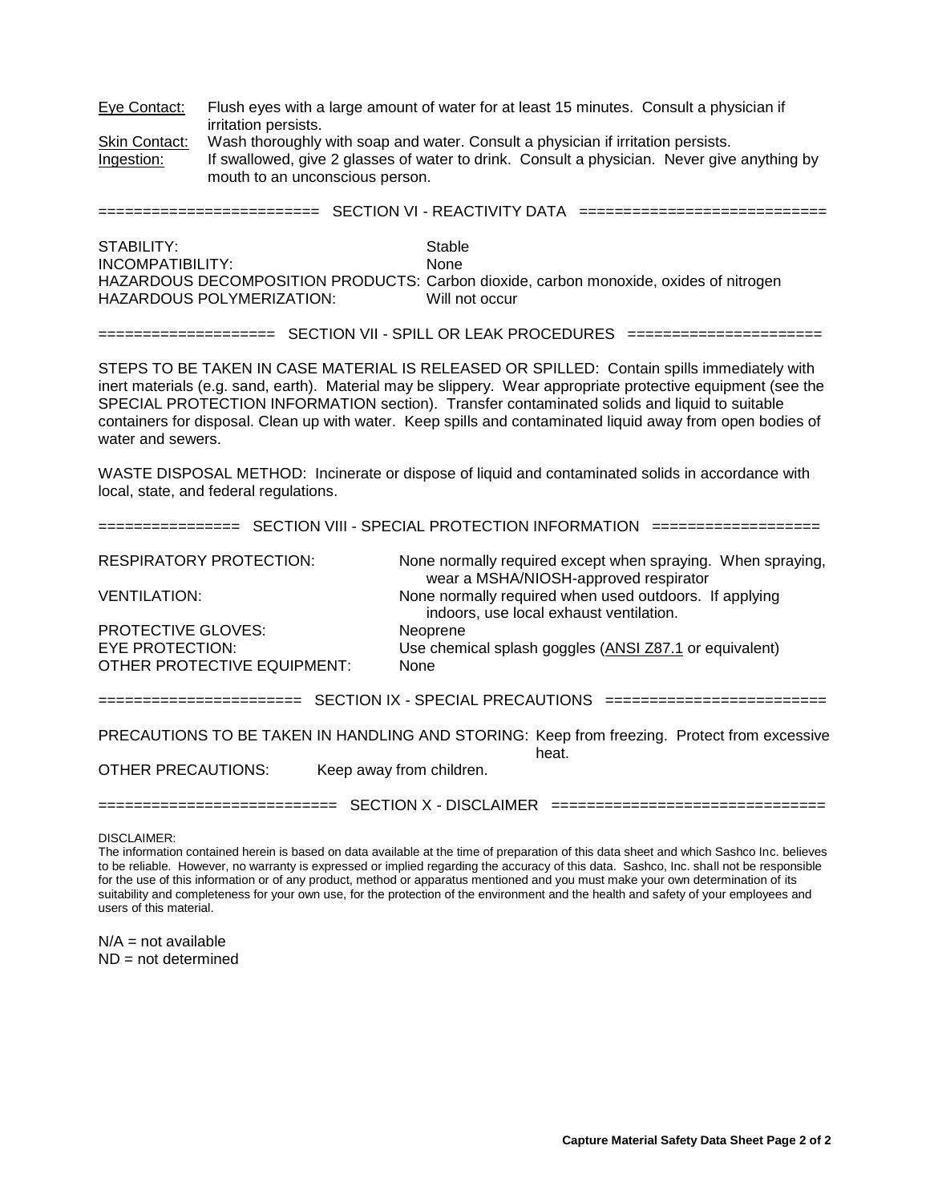Eye Contact: Flush eyes with a large amount of water for at least 15 minutes. Consult a physician if irritation persists.

Skin Contact: Wash thoroughly with soap and water. Consult a physician if irritation persists.

Ingestion: If swallowed, give 2 glasses of water to drink. Consult a physician. Never give anything by mouth to an unconscious person.

## SECTION VI - REACTIVITY DATA

STABILITY: Stable

INCOMPATIBILITY: None

HAZARDOUS DECOMPOSITION PRODUCTS: Carbon dioxide, carbon monoxide, oxides of nitrogen

HAZARDOUS POLYMERIZATION: Will not occur

## SECTION VII - SPILL OR LEAK PROCEDURES

STEPS TO BE TAKEN IN CASE MATERIAL IS RELEASED OR SPILLED: Contain spills immediately with inert materials (e.g. sand, earth). Material may be slippery. Wear appropriate protective equipment (see the SPECIAL PROTECTION INFORMATION section). Transfer contaminated solids and liquid to suitable containers for disposal. Clean up with water. Keep spills and contaminated liquid away from open bodies of water and sewers.

WASTE DISPOSAL METHOD: Incinerate or dispose of liquid and contaminated solids in accordance with local, state, and federal regulations.

## SECTION VIII - SPECIAL PROTECTION INFORMATION

RESPIRATORY PROTECTION: None normally required except when spraying. When spraying, wear a MSHA/NIOSH-approved respirator

VENTILATION: None normally required when used outdoors. If applying indoors, use local exhaust ventilation.

PROTECTIVE GLOVES: Neoprene

EYE PROTECTION: Use chemical splash goggles (ANSI Z87.1 or equivalent)

OTHER PROTECTIVE EQUIPMENT: None

## SECTION IX - SPECIAL PRECAUTIONS

PRECAUTIONS TO BE TAKEN IN HANDLING AND STORING: Keep from freezing. Protect from excessive heat.

OTHER PRECAUTIONS: Keep away from children.

## SECTION X - DISCLAIMER

DISCLAIMER:
The information contained herein is based on data available at the time of preparation of this data sheet and which Sashco Inc. believes to be reliable. However, no warranty is expressed or implied regarding the accuracy of this data. Sashco, Inc. shall not be responsible for the use of this information or of any product, method or apparatus mentioned and you must make your own determination of its suitability and completeness for your own use, for the protection of the environment and the health and safety of your employees and users of this material.

N/A = not available
ND = not determined